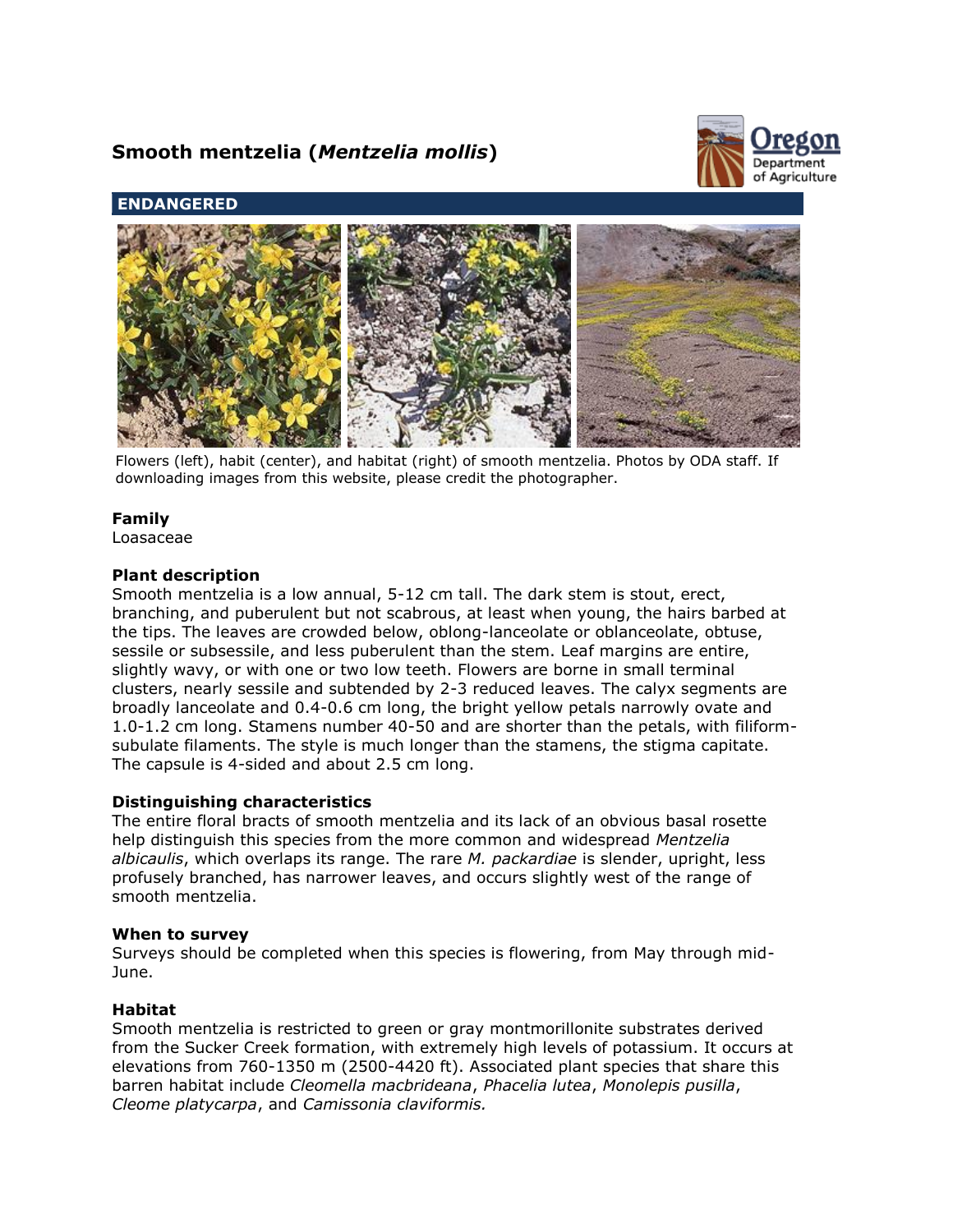# Smooth mentzelia (*Mentzelia mollis*)

**ENDANGERED**

Flowers (left), habit (center), and habitat (right) of smooth mentzelia. Photos by ODA staff. If downloading images from this website, please credit the photographer.

### Family

Loasaceae

### Plant description

Smooth mentzelia is a low annual, 5-12 cm tall. The dark stem is stout, erect, branching, and puberulent but not scabrous, at least when young, the hairs barbed at the tips. The leaves are crowded below, oblong-lanceolate or oblanceolate, obtuse, sessile or subsessile, and less puberulent than the stem. Leaf margins are entire, slightly wavy, or with one or two low teeth. Flowers are borne in small terminal clusters, nearly sessile and subtended by 2-3 reduced leaves. The calyx segments are broadly lanceolate and 0.4-0.6 cm long, the bright yellow petals narrowly ovate and 1.0-1.2 cm long. Stamens number 40-50 and are shorter than the petals, with filiform-subulate filaments. The style is much longer than the stamens, the stigma capitate. The capsule is 4-sided and about 2.5 cm long.

### Distinguishing characteristics

The entire floral bracts of smooth mentzelia and its lack of an obvious basal rosette help distinguish this species from the more common and widespread *Mentzelia albicaulis*, which overlaps its range. The rare *M. packardiae* is slender, upright, less profusely branched, has narrower leaves, and occurs slightly west of the range of smooth mentzelia.

### When to survey

Surveys should be completed when this species is flowering, from May through mid-June.

### Habitat

Smooth mentzelia is restricted to green or gray montmorillonite substrates derived from the Sucker Creek formation, with extremely high levels of potassium. It occurs at elevations from 760-1350 m (2500-4420 ft). Associated plant species that share this barren habitat include *Cleomella macbrideana*, *Phacelia lutea*, *Monolepis pusilla*, *Cleome platycarpa*, and *Camissonia claviformis.*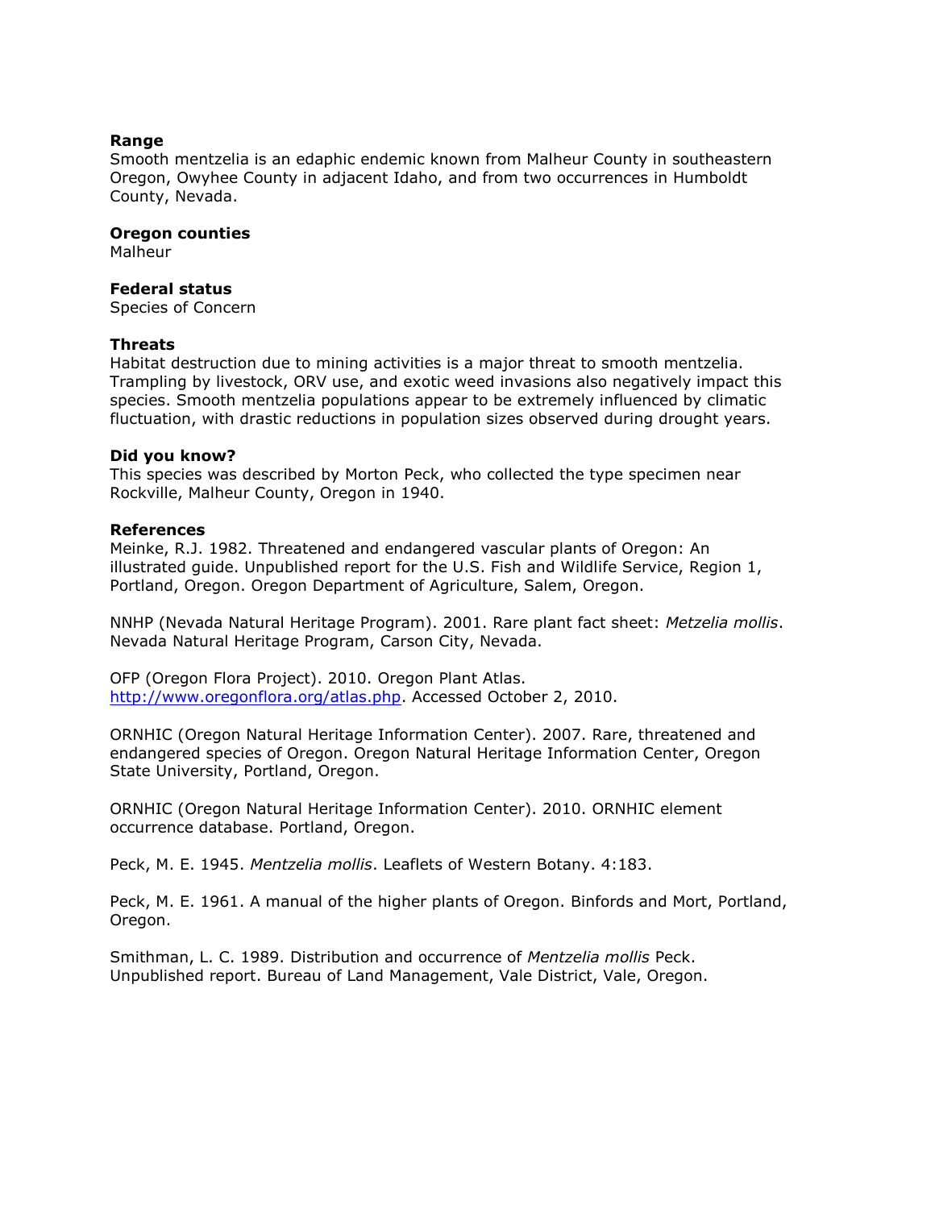**Range**
Smooth mentzelia is an edaphic endemic known from Malheur County in southeastern Oregon, Owyhee County in adjacent Idaho, and from two occurrences in Humboldt County, Nevada.

**Oregon counties**
Malheur

**Federal status**
Species of Concern

**Threats**
Habitat destruction due to mining activities is a major threat to smooth mentzelia. Trampling by livestock, ORV use, and exotic weed invasions also negatively impact this species. Smooth mentzelia populations appear to be extremely influenced by climatic fluctuation, with drastic reductions in population sizes observed during drought years.

**Did you know?**
This species was described by Morton Peck, who collected the type specimen near Rockville, Malheur County, Oregon in 1940.

**References**
Meinke, R.J. 1982. Threatened and endangered vascular plants of Oregon: An illustrated guide. Unpublished report for the U.S. Fish and Wildlife Service, Region 1, Portland, Oregon. Oregon Department of Agriculture, Salem, Oregon.

NNHP (Nevada Natural Heritage Program). 2001. Rare plant fact sheet: *Metzelia mollis*. Nevada Natural Heritage Program, Carson City, Nevada.

OFP (Oregon Flora Project). 2010. Oregon Plant Atlas. http://www.oregonflora.org/atlas.php. Accessed October 2, 2010.

ORNHIC (Oregon Natural Heritage Information Center). 2007. Rare, threatened and endangered species of Oregon. Oregon Natural Heritage Information Center, Oregon State University, Portland, Oregon.

ORNHIC (Oregon Natural Heritage Information Center). 2010. ORNHIC element occurrence database. Portland, Oregon.

Peck, M. E. 1945. *Mentzelia mollis*. Leaflets of Western Botany. 4:183.

Peck, M. E. 1961. A manual of the higher plants of Oregon. Binfords and Mort, Portland, Oregon.

Smithman, L. C. 1989. Distribution and occurrence of *Mentzelia mollis* Peck. Unpublished report. Bureau of Land Management, Vale District, Vale, Oregon.